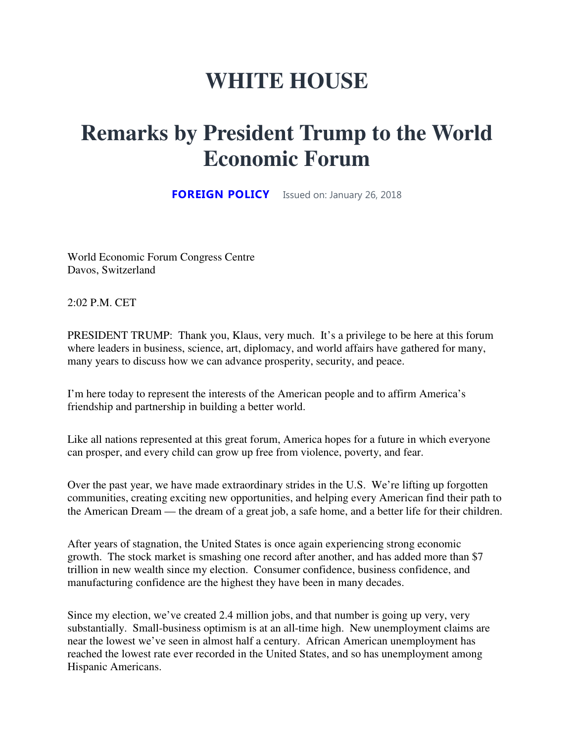# WHITE HOUSE

# Remarks by President Trump to the World Economic Forum

**FOREIGN POLICY** Issued on: January 26, 2018

World Economic Forum Congress Centre
Davos, Switzerland

2:02 P.M. CET

PRESIDENT TRUMP: Thank you, Klaus, very much. It's a privilege to be here at this forum where leaders in business, science, art, diplomacy, and world affairs have gathered for many, many years to discuss how we can advance prosperity, security, and peace.

I'm here today to represent the interests of the American people and to affirm America's friendship and partnership in building a better world.

Like all nations represented at this great forum, America hopes for a future in which everyone can prosper, and every child can grow up free from violence, poverty, and fear.

Over the past year, we have made extraordinary strides in the U.S. We're lifting up forgotten communities, creating exciting new opportunities, and helping every American find their path to the American Dream — the dream of a great job, a safe home, and a better life for their children.

After years of stagnation, the United States is once again experiencing strong economic growth. The stock market is smashing one record after another, and has added more than $7 trillion in new wealth since my election. Consumer confidence, business confidence, and manufacturing confidence are the highest they have been in many decades.

Since my election, we've created 2.4 million jobs, and that number is going up very, very substantially. Small-business optimism is at an all-time high. New unemployment claims are near the lowest we've seen in almost half a century. African American unemployment has reached the lowest rate ever recorded in the United States, and so has unemployment among Hispanic Americans.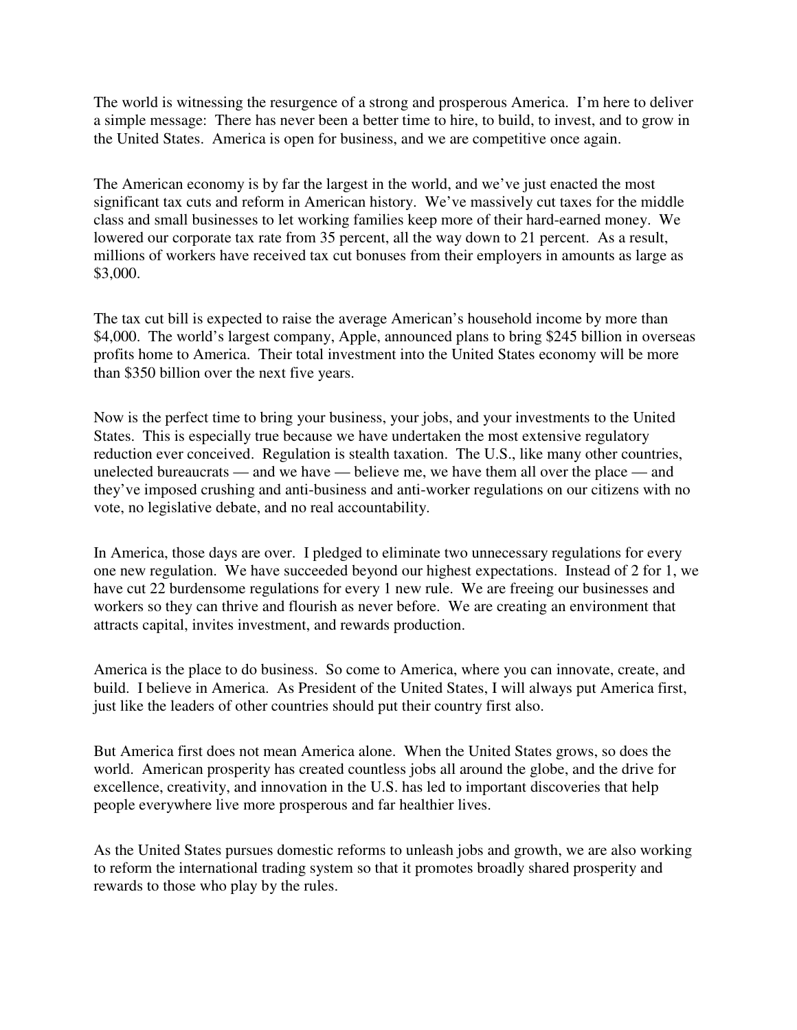The world is witnessing the resurgence of a strong and prosperous America. I'm here to deliver a simple message: There has never been a better time to hire, to build, to invest, and to grow in the United States. America is open for business, and we are competitive once again.

The American economy is by far the largest in the world, and we've just enacted the most significant tax cuts and reform in American history. We've massively cut taxes for the middle class and small businesses to let working families keep more of their hard-earned money. We lowered our corporate tax rate from 35 percent, all the way down to 21 percent. As a result, millions of workers have received tax cut bonuses from their employers in amounts as large as $3,000.

The tax cut bill is expected to raise the average American's household income by more than $4,000. The world's largest company, Apple, announced plans to bring $245 billion in overseas profits home to America. Their total investment into the United States economy will be more than $350 billion over the next five years.

Now is the perfect time to bring your business, your jobs, and your investments to the United States. This is especially true because we have undertaken the most extensive regulatory reduction ever conceived. Regulation is stealth taxation. The U.S., like many other countries, unelected bureaucrats — and we have — believe me, we have them all over the place — and they've imposed crushing and anti-business and anti-worker regulations on our citizens with no vote, no legislative debate, and no real accountability.

In America, those days are over. I pledged to eliminate two unnecessary regulations for every one new regulation. We have succeeded beyond our highest expectations. Instead of 2 for 1, we have cut 22 burdensome regulations for every 1 new rule. We are freeing our businesses and workers so they can thrive and flourish as never before. We are creating an environment that attracts capital, invites investment, and rewards production.

America is the place to do business. So come to America, where you can innovate, create, and build. I believe in America. As President of the United States, I will always put America first, just like the leaders of other countries should put their country first also.

But America first does not mean America alone. When the United States grows, so does the world. American prosperity has created countless jobs all around the globe, and the drive for excellence, creativity, and innovation in the U.S. has led to important discoveries that help people everywhere live more prosperous and far healthier lives.

As the United States pursues domestic reforms to unleash jobs and growth, we are also working to reform the international trading system so that it promotes broadly shared prosperity and rewards to those who play by the rules.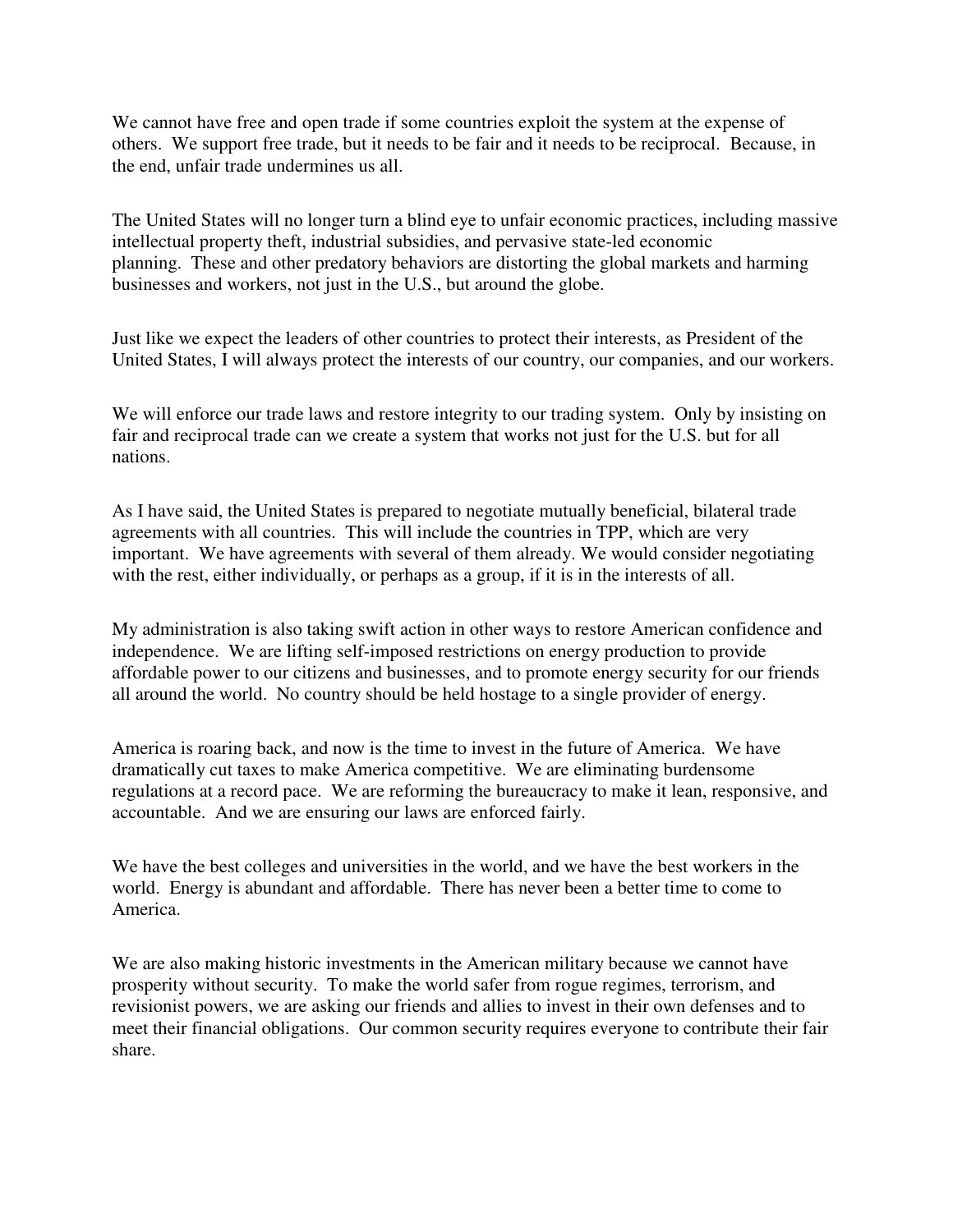We cannot have free and open trade if some countries exploit the system at the expense of others. We support free trade, but it needs to be fair and it needs to be reciprocal. Because, in the end, unfair trade undermines us all.

The United States will no longer turn a blind eye to unfair economic practices, including massive intellectual property theft, industrial subsidies, and pervasive state-led economic planning. These and other predatory behaviors are distorting the global markets and harming businesses and workers, not just in the U.S., but around the globe.

Just like we expect the leaders of other countries to protect their interests, as President of the United States, I will always protect the interests of our country, our companies, and our workers.

We will enforce our trade laws and restore integrity to our trading system. Only by insisting on fair and reciprocal trade can we create a system that works not just for the U.S. but for all nations.

As I have said, the United States is prepared to negotiate mutually beneficial, bilateral trade agreements with all countries. This will include the countries in TPP, which are very important. We have agreements with several of them already. We would consider negotiating with the rest, either individually, or perhaps as a group, if it is in the interests of all.

My administration is also taking swift action in other ways to restore American confidence and independence. We are lifting self-imposed restrictions on energy production to provide affordable power to our citizens and businesses, and to promote energy security for our friends all around the world. No country should be held hostage to a single provider of energy.

America is roaring back, and now is the time to invest in the future of America. We have dramatically cut taxes to make America competitive. We are eliminating burdensome regulations at a record pace. We are reforming the bureaucracy to make it lean, responsive, and accountable. And we are ensuring our laws are enforced fairly.

We have the best colleges and universities in the world, and we have the best workers in the world. Energy is abundant and affordable. There has never been a better time to come to America.

We are also making historic investments in the American military because we cannot have prosperity without security. To make the world safer from rogue regimes, terrorism, and revisionist powers, we are asking our friends and allies to invest in their own defenses and to meet their financial obligations. Our common security requires everyone to contribute their fair share.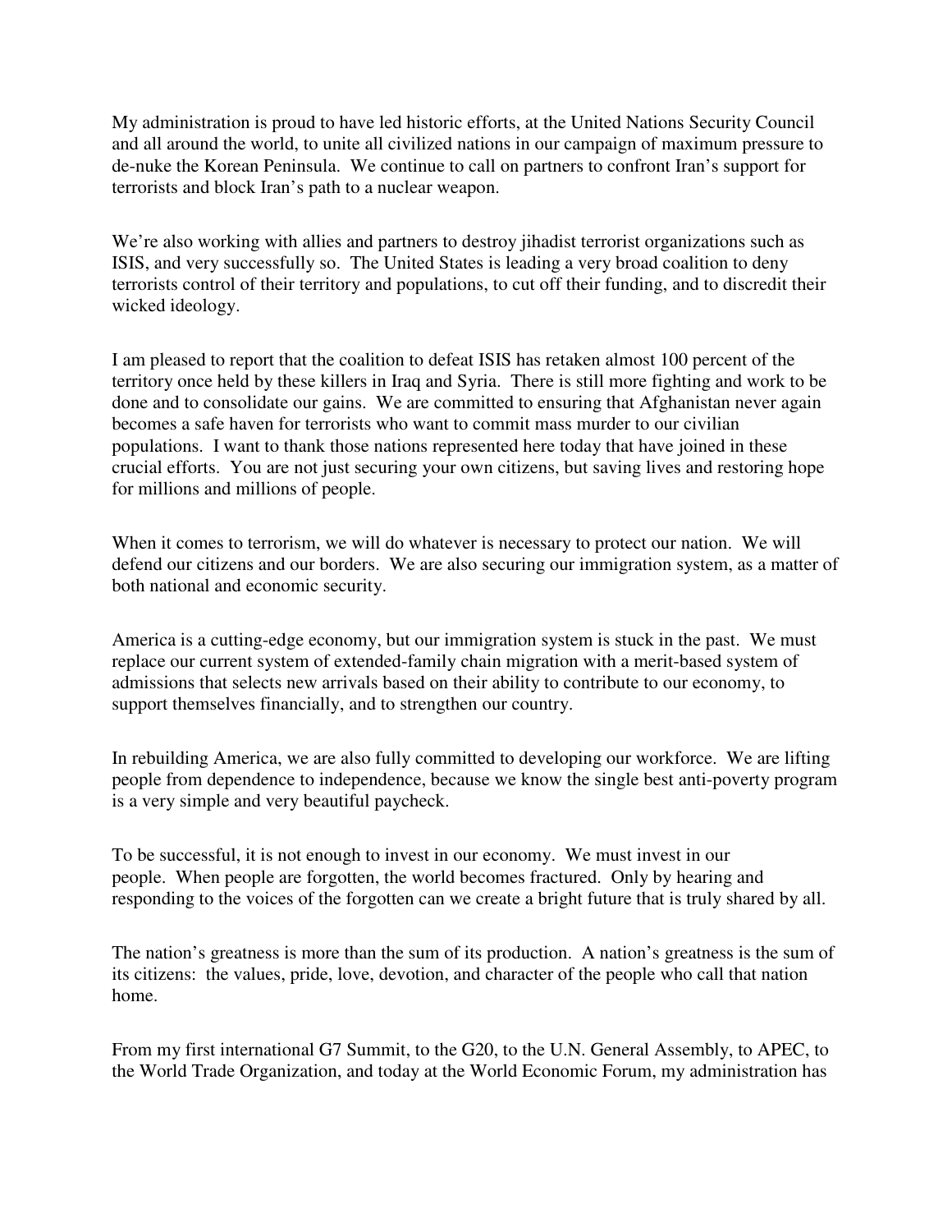My administration is proud to have led historic efforts, at the United Nations Security Council and all around the world, to unite all civilized nations in our campaign of maximum pressure to de-nuke the Korean Peninsula. We continue to call on partners to confront Iran's support for terrorists and block Iran's path to a nuclear weapon.

We're also working with allies and partners to destroy jihadist terrorist organizations such as ISIS, and very successfully so. The United States is leading a very broad coalition to deny terrorists control of their territory and populations, to cut off their funding, and to discredit their wicked ideology.

I am pleased to report that the coalition to defeat ISIS has retaken almost 100 percent of the territory once held by these killers in Iraq and Syria. There is still more fighting and work to be done and to consolidate our gains. We are committed to ensuring that Afghanistan never again becomes a safe haven for terrorists who want to commit mass murder to our civilian populations. I want to thank those nations represented here today that have joined in these crucial efforts. You are not just securing your own citizens, but saving lives and restoring hope for millions and millions of people.

When it comes to terrorism, we will do whatever is necessary to protect our nation. We will defend our citizens and our borders. We are also securing our immigration system, as a matter of both national and economic security.

America is a cutting-edge economy, but our immigration system is stuck in the past. We must replace our current system of extended-family chain migration with a merit-based system of admissions that selects new arrivals based on their ability to contribute to our economy, to support themselves financially, and to strengthen our country.

In rebuilding America, we are also fully committed to developing our workforce. We are lifting people from dependence to independence, because we know the single best anti-poverty program is a very simple and very beautiful paycheck.

To be successful, it is not enough to invest in our economy. We must invest in our people. When people are forgotten, the world becomes fractured. Only by hearing and responding to the voices of the forgotten can we create a bright future that is truly shared by all.

The nation's greatness is more than the sum of its production. A nation's greatness is the sum of its citizens: the values, pride, love, devotion, and character of the people who call that nation home.

From my first international G7 Summit, to the G20, to the U.N. General Assembly, to APEC, to the World Trade Organization, and today at the World Economic Forum, my administration has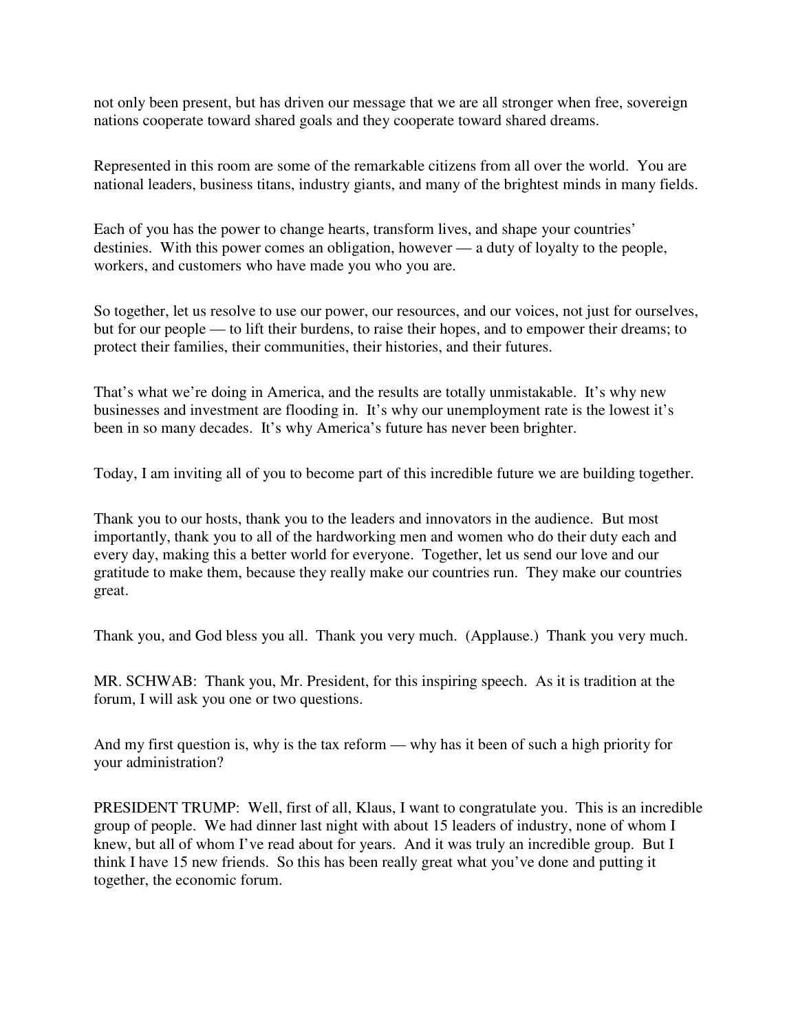not only been present, but has driven our message that we are all stronger when free, sovereign nations cooperate toward shared goals and they cooperate toward shared dreams.

Represented in this room are some of the remarkable citizens from all over the world. You are national leaders, business titans, industry giants, and many of the brightest minds in many fields.

Each of you has the power to change hearts, transform lives, and shape your countries' destinies. With this power comes an obligation, however — a duty of loyalty to the people, workers, and customers who have made you who you are.

So together, let us resolve to use our power, our resources, and our voices, not just for ourselves, but for our people — to lift their burdens, to raise their hopes, and to empower their dreams; to protect their families, their communities, their histories, and their futures.

That's what we're doing in America, and the results are totally unmistakable. It's why new businesses and investment are flooding in. It's why our unemployment rate is the lowest it's been in so many decades. It's why America's future has never been brighter.

Today, I am inviting all of you to become part of this incredible future we are building together.

Thank you to our hosts, thank you to the leaders and innovators in the audience. But most importantly, thank you to all of the hardworking men and women who do their duty each and every day, making this a better world for everyone. Together, let us send our love and our gratitude to make them, because they really make our countries run. They make our countries great.

Thank you, and God bless you all. Thank you very much. (Applause.) Thank you very much.

MR. SCHWAB: Thank you, Mr. President, for this inspiring speech. As it is tradition at the forum, I will ask you one or two questions.

And my first question is, why is the tax reform — why has it been of such a high priority for your administration?

PRESIDENT TRUMP: Well, first of all, Klaus, I want to congratulate you. This is an incredible group of people. We had dinner last night with about 15 leaders of industry, none of whom I knew, but all of whom I've read about for years. And it was truly an incredible group. But I think I have 15 new friends. So this has been really great what you've done and putting it together, the economic forum.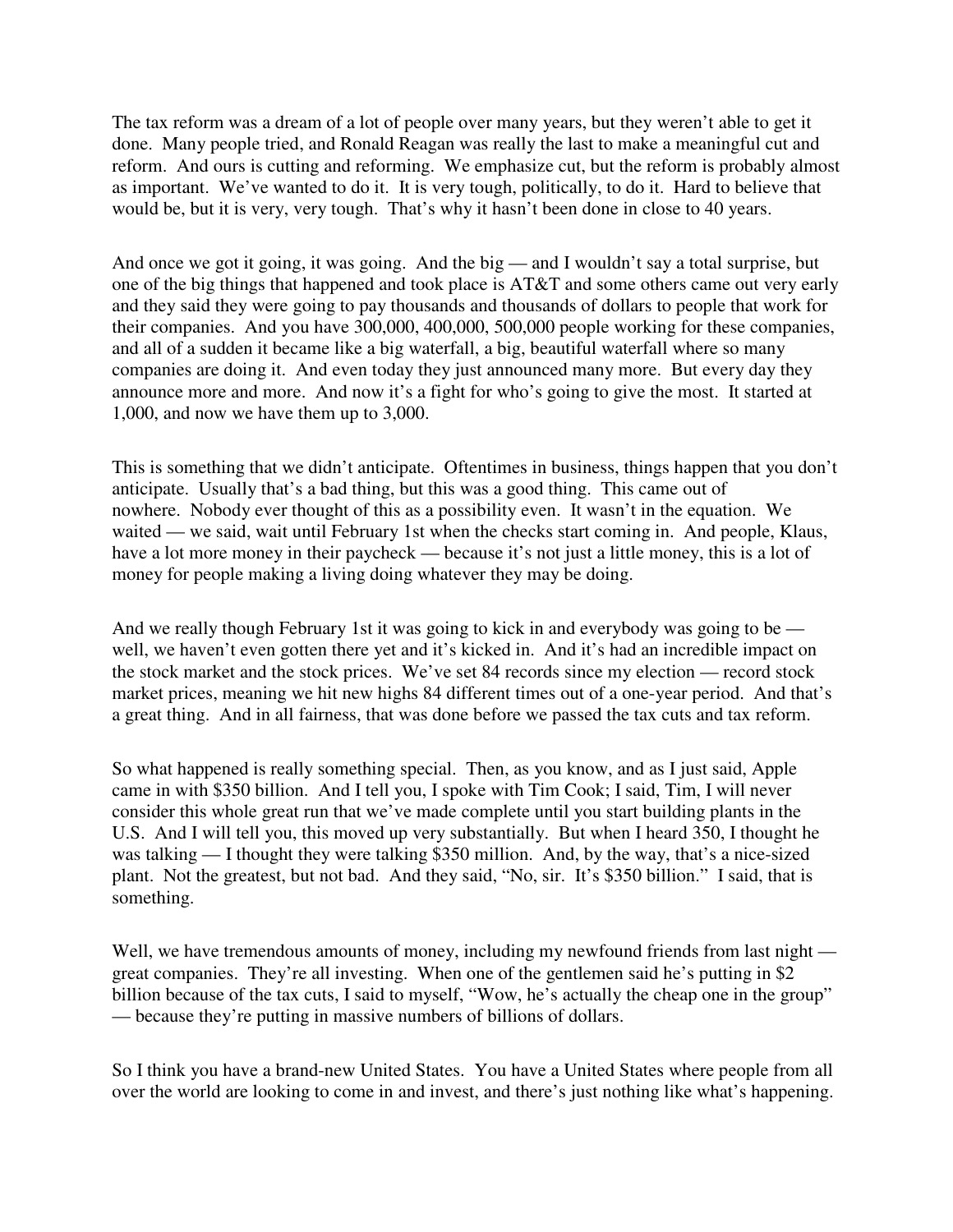The tax reform was a dream of a lot of people over many years, but they weren't able to get it done. Many people tried, and Ronald Reagan was really the last to make a meaningful cut and reform. And ours is cutting and reforming. We emphasize cut, but the reform is probably almost as important. We've wanted to do it. It is very tough, politically, to do it. Hard to believe that would be, but it is very, very tough. That's why it hasn't been done in close to 40 years.

And once we got it going, it was going. And the big — and I wouldn't say a total surprise, but one of the big things that happened and took place is AT&T and some others came out very early and they said they were going to pay thousands and thousands of dollars to people that work for their companies. And you have 300,000, 400,000, 500,000 people working for these companies, and all of a sudden it became like a big waterfall, a big, beautiful waterfall where so many companies are doing it. And even today they just announced many more. But every day they announce more and more. And now it's a fight for who's going to give the most. It started at 1,000, and now we have them up to 3,000.

This is something that we didn't anticipate. Oftentimes in business, things happen that you don't anticipate. Usually that's a bad thing, but this was a good thing. This came out of nowhere. Nobody ever thought of this as a possibility even. It wasn't in the equation. We waited — we said, wait until February 1st when the checks start coming in. And people, Klaus, have a lot more money in their paycheck — because it's not just a little money, this is a lot of money for people making a living doing whatever they may be doing.

And we really though February 1st it was going to kick in and everybody was going to be — well, we haven't even gotten there yet and it's kicked in. And it's had an incredible impact on the stock market and the stock prices. We've set 84 records since my election — record stock market prices, meaning we hit new highs 84 different times out of a one-year period. And that's a great thing. And in all fairness, that was done before we passed the tax cuts and tax reform.

So what happened is really something special. Then, as you know, and as I just said, Apple came in with $350 billion. And I tell you, I spoke with Tim Cook; I said, Tim, I will never consider this whole great run that we've made complete until you start building plants in the U.S. And I will tell you, this moved up very substantially. But when I heard 350, I thought he was talking — I thought they were talking $350 million. And, by the way, that's a nice-sized plant. Not the greatest, but not bad. And they said, "No, sir. It's $350 billion." I said, that is something.

Well, we have tremendous amounts of money, including my newfound friends from last night — great companies. They're all investing. When one of the gentlemen said he's putting in $2 billion because of the tax cuts, I said to myself, "Wow, he's actually the cheap one in the group" — because they're putting in massive numbers of billions of dollars.

So I think you have a brand-new United States. You have a United States where people from all over the world are looking to come in and invest, and there's just nothing like what's happening.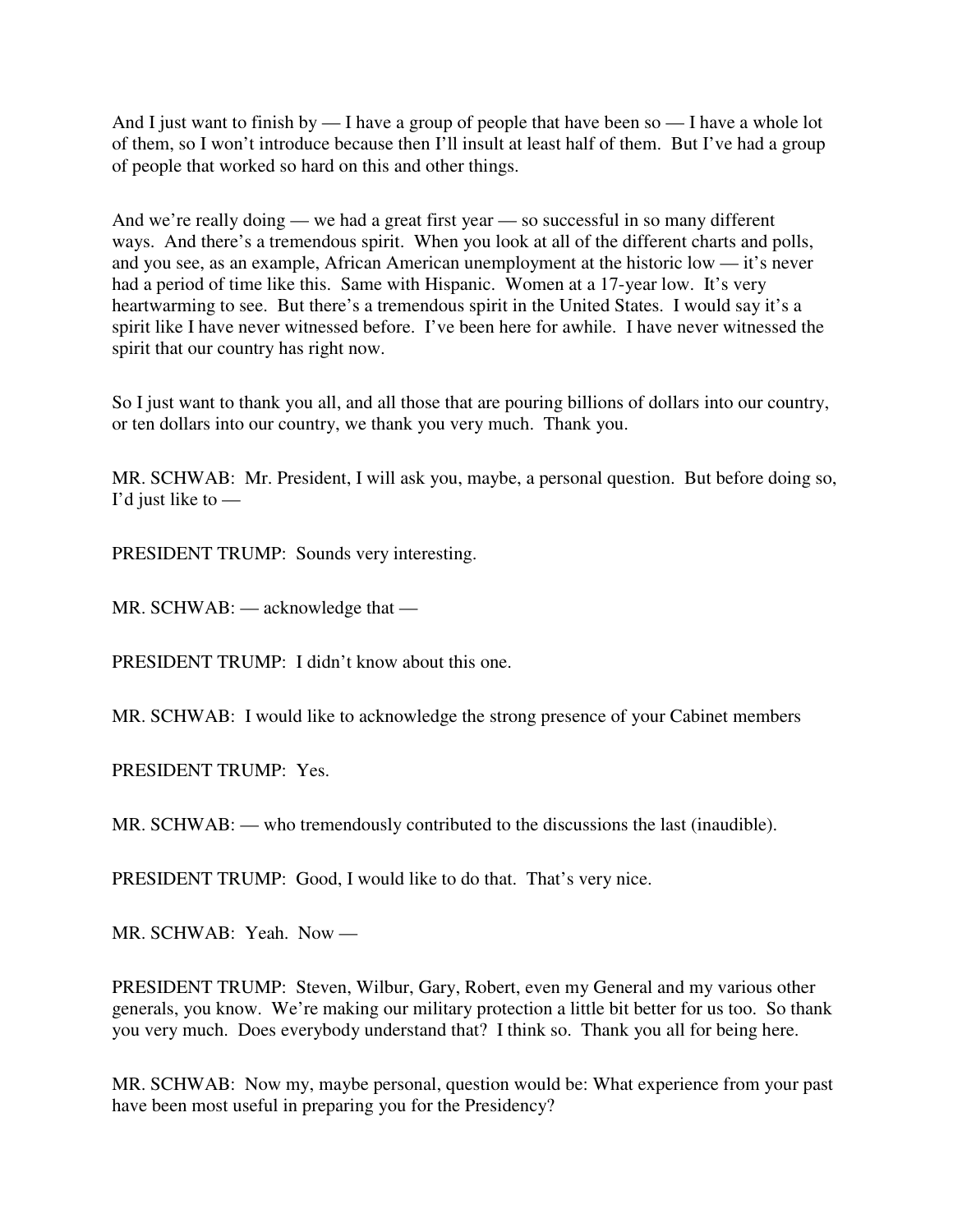And I just want to finish by — I have a group of people that have been so — I have a whole lot of them, so I won't introduce because then I'll insult at least half of them. But I've had a group of people that worked so hard on this and other things.

And we're really doing — we had a great first year — so successful in so many different ways. And there's a tremendous spirit. When you look at all of the different charts and polls, and you see, as an example, African American unemployment at the historic low — it's never had a period of time like this. Same with Hispanic. Women at a 17-year low. It's very heartwarming to see. But there's a tremendous spirit in the United States. I would say it's a spirit like I have never witnessed before. I've been here for awhile. I have never witnessed the spirit that our country has right now.

So I just want to thank you all, and all those that are pouring billions of dollars into our country, or ten dollars into our country, we thank you very much. Thank you.

MR. SCHWAB: Mr. President, I will ask you, maybe, a personal question. But before doing so, I'd just like to —

PRESIDENT TRUMP: Sounds very interesting.

MR. SCHWAB: — acknowledge that —

PRESIDENT TRUMP: I didn't know about this one.

MR. SCHWAB: I would like to acknowledge the strong presence of your Cabinet members

PRESIDENT TRUMP: Yes.

MR. SCHWAB: — who tremendously contributed to the discussions the last (inaudible).

PRESIDENT TRUMP: Good, I would like to do that. That's very nice.

MR. SCHWAB: Yeah. Now —

PRESIDENT TRUMP: Steven, Wilbur, Gary, Robert, even my General and my various other generals, you know. We're making our military protection a little bit better for us too. So thank you very much. Does everybody understand that? I think so. Thank you all for being here.

MR. SCHWAB: Now my, maybe personal, question would be: What experience from your past have been most useful in preparing you for the Presidency?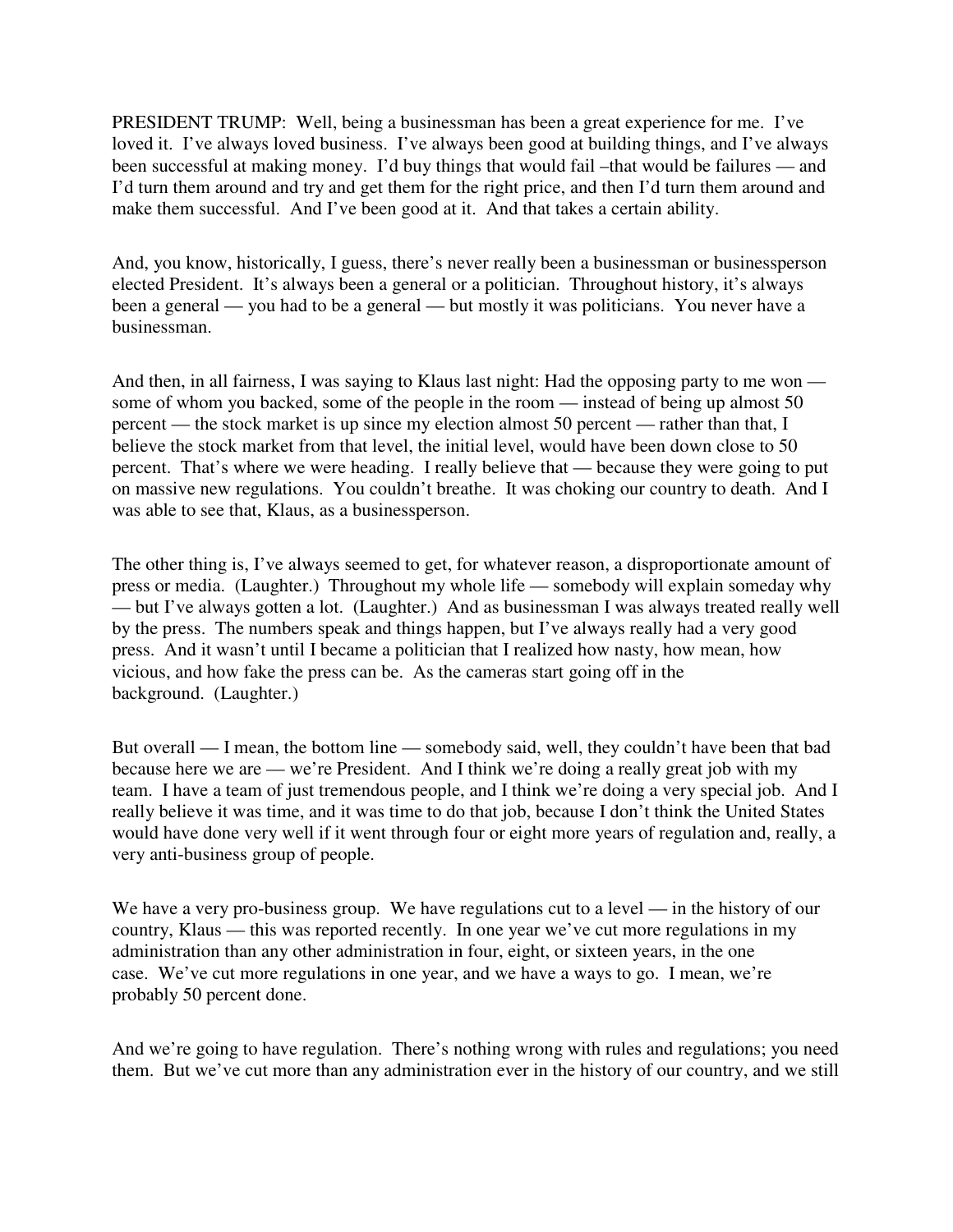PRESIDENT TRUMP: Well, being a businessman has been a great experience for me. I've loved it. I've always loved business. I've always been good at building things, and I've always been successful at making money. I'd buy things that would fail –that would be failures — and I'd turn them around and try and get them for the right price, and then I'd turn them around and make them successful. And I've been good at it. And that takes a certain ability.

And, you know, historically, I guess, there's never really been a businessman or businessperson elected President. It's always been a general or a politician. Throughout history, it's always been a general — you had to be a general — but mostly it was politicians. You never have a businessman.

And then, in all fairness, I was saying to Klaus last night: Had the opposing party to me won — some of whom you backed, some of the people in the room — instead of being up almost 50 percent — the stock market is up since my election almost 50 percent — rather than that, I believe the stock market from that level, the initial level, would have been down close to 50 percent. That's where we were heading. I really believe that — because they were going to put on massive new regulations. You couldn't breathe. It was choking our country to death. And I was able to see that, Klaus, as a businessperson.

The other thing is, I've always seemed to get, for whatever reason, a disproportionate amount of press or media. (Laughter.) Throughout my whole life — somebody will explain someday why — but I've always gotten a lot. (Laughter.) And as businessman I was always treated really well by the press. The numbers speak and things happen, but I've always really had a very good press. And it wasn't until I became a politician that I realized how nasty, how mean, how vicious, and how fake the press can be. As the cameras start going off in the background. (Laughter.)

But overall — I mean, the bottom line — somebody said, well, they couldn't have been that bad because here we are — we're President. And I think we're doing a really great job with my team. I have a team of just tremendous people, and I think we're doing a very special job. And I really believe it was time, and it was time to do that job, because I don't think the United States would have done very well if it went through four or eight more years of regulation and, really, a very anti-business group of people.

We have a very pro-business group. We have regulations cut to a level — in the history of our country, Klaus — this was reported recently. In one year we've cut more regulations in my administration than any other administration in four, eight, or sixteen years, in the one case. We've cut more regulations in one year, and we have a ways to go. I mean, we're probably 50 percent done.

And we're going to have regulation. There's nothing wrong with rules and regulations; you need them. But we've cut more than any administration ever in the history of our country, and we still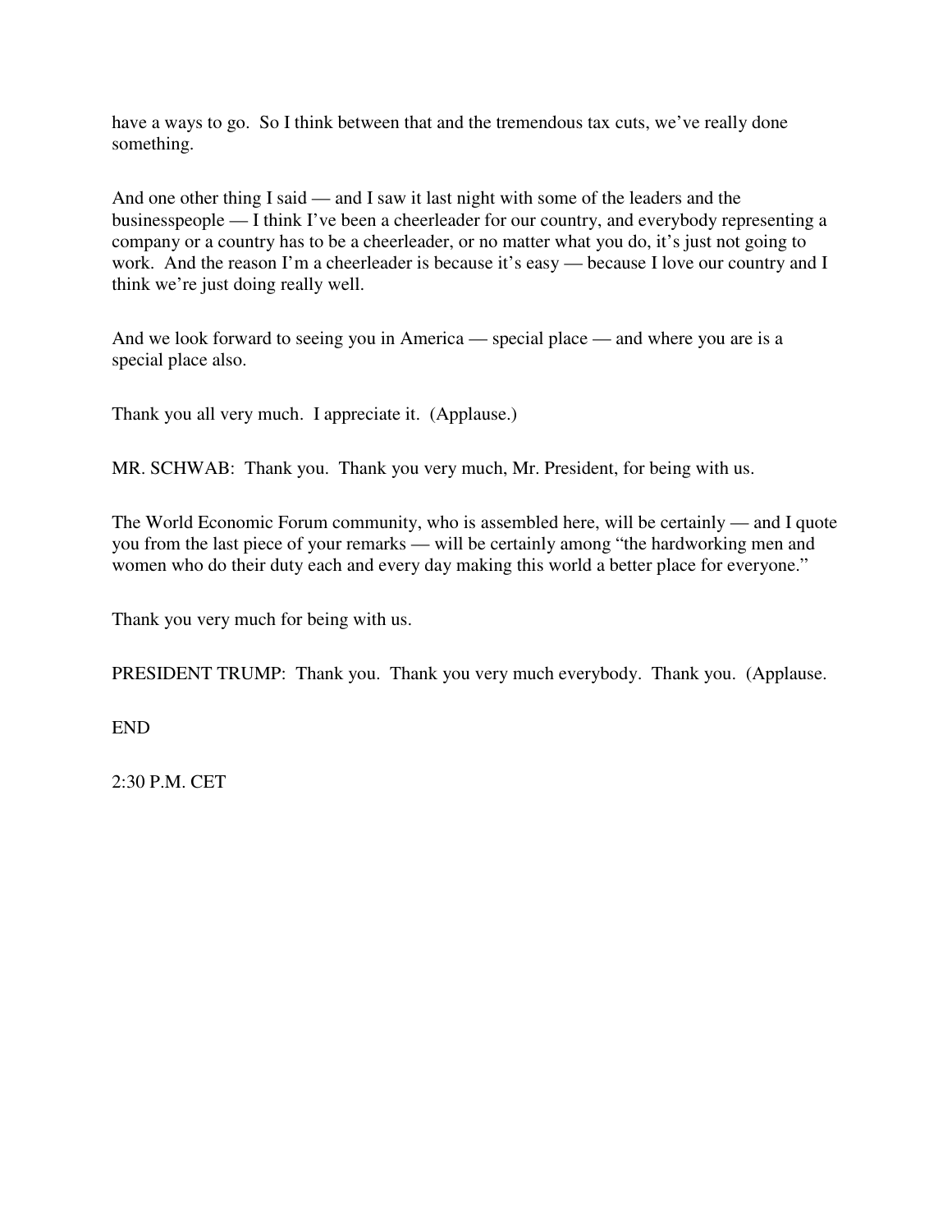have a ways to go. So I think between that and the tremendous tax cuts, we've really done something.

And one other thing I said — and I saw it last night with some of the leaders and the businesspeople — I think I've been a cheerleader for our country, and everybody representing a company or a country has to be a cheerleader, or no matter what you do, it's just not going to work. And the reason I'm a cheerleader is because it's easy — because I love our country and I think we're just doing really well.

And we look forward to seeing you in America — special place — and where you are is a special place also.

Thank you all very much. I appreciate it. (Applause.)

MR. SCHWAB: Thank you. Thank you very much, Mr. President, for being with us.

The World Economic Forum community, who is assembled here, will be certainly — and I quote you from the last piece of your remarks — will be certainly among "the hardworking men and women who do their duty each and every day making this world a better place for everyone."

Thank you very much for being with us.

PRESIDENT TRUMP: Thank you. Thank you very much everybody. Thank you. (Applause.

END

2:30 P.M. CET